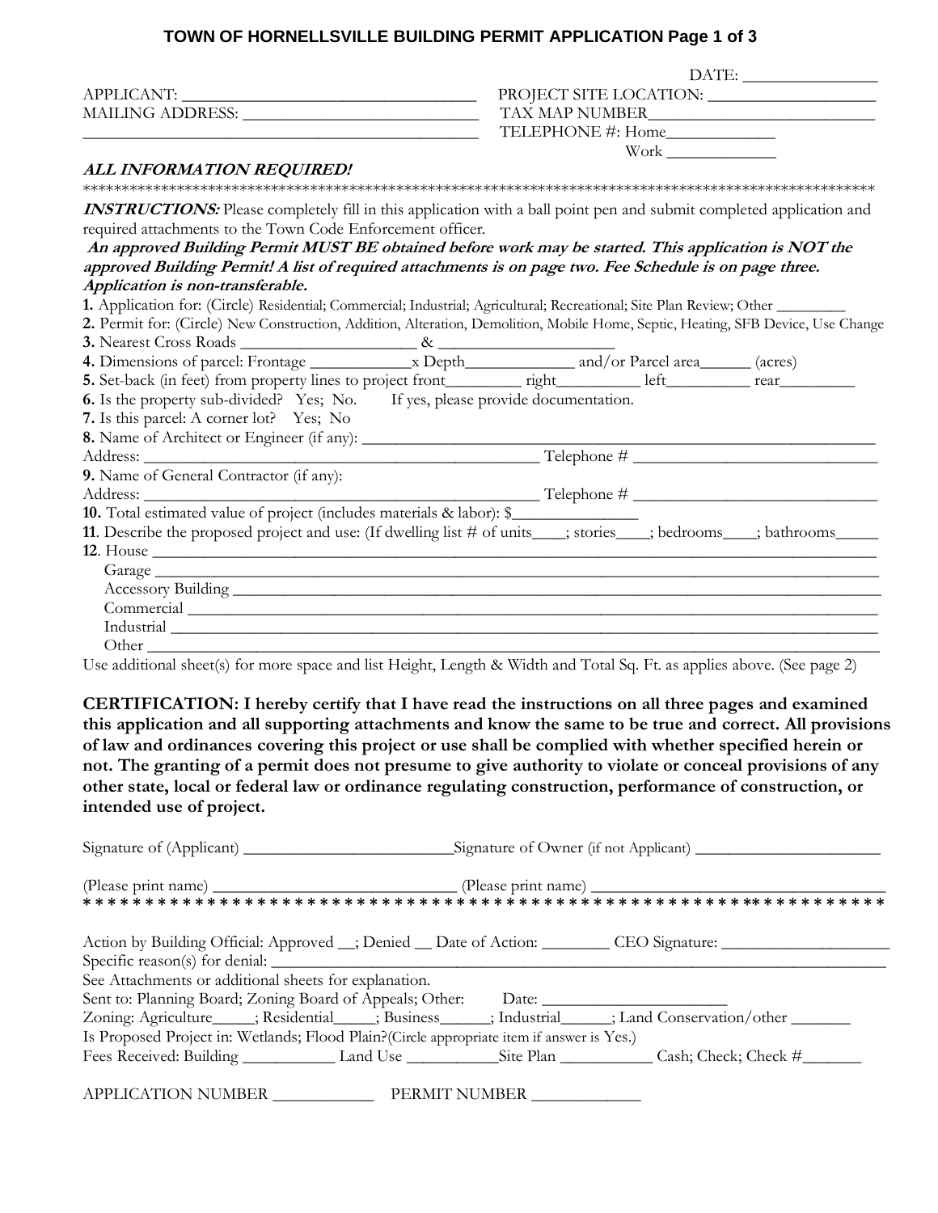## TOWN OF HORNELLSVILLE BUILDING PERMIT APPLICATION Page 1 of 3

DATE: _______________

APPLICANT: ________________________________

MAILING ADDRESS: ___________________________

__________________________________________

PROJECT SITE LOCATION: ___________________

TAX MAP NUMBER__________________________

TELEPHONE #: Home____________

Work ____________

***ALL INFORMATION REQUIRED!***

*****************************************************************************************************

***INSTRUCTIONS:*** Please completely fill in this application with a ball point pen and submit completed application and required attachments to the Town Code Enforcement officer.

***An approved Building Permit MUST BE obtained before work may be started. This application is NOT the approved Building Permit! A list of required attachments is on page two. Fee Schedule is on page three. Application is non-transferable.***

**1.** Application for: (Circle) Residential; Commercial; Industrial; Agricultural; Recreational; Site Plan Review; Other ________

**2.** Permit for: (Circle) New Construction, Addition, Alteration, Demolition, Mobile Home, Septic, Heating, SFB Device, Use Change

**3.** Nearest Cross Roads ____________________ & ____________________

**4.** Dimensions of parcel: Frontage ___________x Depth____________ and/or Parcel area______ (acres)

**5.** Set-back (in feet) from property lines to project front_________ right_________ left_________ rear_________

**6.** Is the property sub-divided? Yes; No. If yes, please provide documentation.

**7.** Is this parcel: A corner lot? Yes; No

**8.** Name of Architect or Engineer (if any): ____________________________________________________________

Address: _____________________________________________ Telephone # ___________________________

**9.** Name of General Contractor (if any):

Address: _____________________________________________ Telephone # ___________________________

**10.** Total estimated value of project (includes materials & labor): $______________

**11**. Describe the proposed project and use: (If dwelling list # of units____; stories____; bedrooms____; bathrooms_____

**12**. House ____________________________________________________________________________

Garage ____________________________________________________________________________

Accessory Building ____________________________________________________________________

Commercial ________________________________________________________________________

Industrial __________________________________________________________________________

Other _____________________________________________________________________________

Use additional sheet(s) for more space and list Height, Length & Width and Total Sq. Ft. as applies above. (See page 2)

**CERTIFICATION: I hereby certify that I have read the instructions on all three pages and examined this application and all supporting attachments and know the same to be true and correct. All provisions of law and ordinances covering this project or use shall be complied with whether specified herein or not. The granting of a permit does not presume to give authority to violate or conceal provisions of any other state, local or federal law or ordinance regulating construction, performance of construction, or intended use of project.**

Signature of (Applicant) ________________________Signature of Owner (if not Applicant) _____________________

(Please print name) ___________________________ (Please print name) _________________________________

* * * * * * * * * * * * * * * * * * * * * * * * * * * * * * * * * * * * * * * * * * * * * * * * * * * * * * * * * * * * * * * * * *

Action by Building Official: Approved __; Denied __ Date of Action: ________ CEO Signature: ___________________

Specific reason(s) for denial: ____________________________________________________________________

See Attachments or additional sheets for explanation.

Sent to: Planning Board; Zoning Board of Appeals; Other: Date: _____________________

Zoning: Agriculture_____; Residential_____; Business______; Industrial______; Land Conservation/other _______

Is Proposed Project in: Wetlands; Flood Plain?(Circle appropriate item if answer is Yes.)

Fees Received: Building ___________ Land Use ___________Site Plan ___________ Cash; Check; Check #_______

APPLICATION NUMBER ___________ PERMIT NUMBER ____________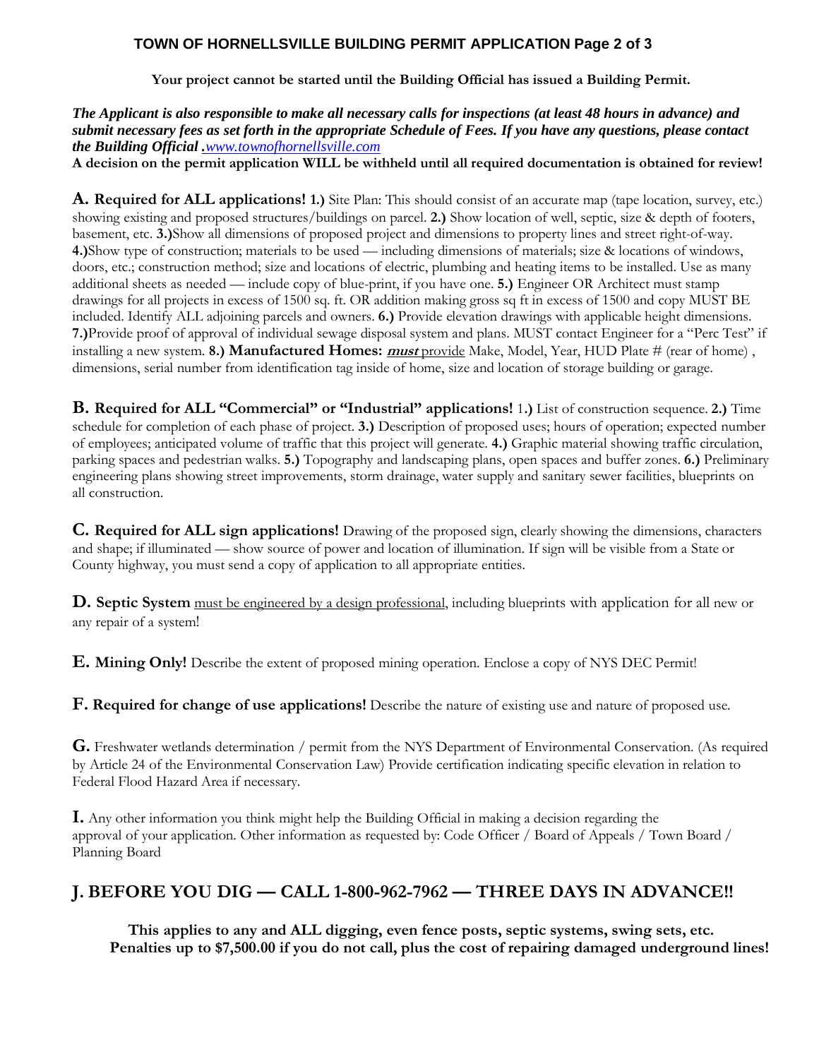# TOWN OF HORNELLSVILLE BUILDING PERMIT APPLICATION Page 2 of 3

**Your project cannot be started until the Building Official has issued a Building Permit.**

***The Applicant is also responsible to make all necessary calls for inspections (at least 48 hours in advance) and submit necessary fees as set forth in the appropriate Schedule of Fees. If you have any questions, please contact the Building Official .*** *www.townofhornellsville.com*

**A decision on the permit application WILL be withheld until all required documentation is obtained for review!**

**A. Required for ALL applications! 1.)** Site Plan: This should consist of an accurate map (tape location, survey, etc.) showing existing and proposed structures/buildings on parcel. **2.)** Show location of well, septic, size & depth of footers, basement, etc. **3.)**Show all dimensions of proposed project and dimensions to property lines and street right-of-way. **4.)**Show type of construction; materials to be used — including dimensions of materials; size & locations of windows, doors, etc.; construction method; size and locations of electric, plumbing and heating items to be installed. Use as many additional sheets as needed — include copy of blue-print, if you have one. **5.)** Engineer OR Architect must stamp drawings for all projects in excess of 1500 sq. ft. OR addition making gross sq ft in excess of 1500 and copy MUST BE included. Identify ALL adjoining parcels and owners. **6.)** Provide elevation drawings with applicable height dimensions. **7.)**Provide proof of approval of individual sewage disposal system and plans. MUST contact Engineer for a "Perc Test" if installing a new system. **8.) Manufactured Homes:** ***must*** provide Make, Model, Year, HUD Plate # (rear of home) , dimensions, serial number from identification tag inside of home, size and location of storage building or garage.

**B. Required for ALL "Commercial" or "Industrial" applications!** 1.**)** List of construction sequence. **2.)** Time schedule for completion of each phase of project. **3.)** Description of proposed uses; hours of operation; expected number of employees; anticipated volume of traffic that this project will generate. **4.)** Graphic material showing traffic circulation, parking spaces and pedestrian walks. **5.)** Topography and landscaping plans, open spaces and buffer zones. **6.)** Preliminary engineering plans showing street improvements, storm drainage, water supply and sanitary sewer facilities, blueprints on all construction.

**C. Required for ALL sign applications!** Drawing of the proposed sign, clearly showing the dimensions, characters and shape; if illuminated — show source of power and location of illumination. If sign will be visible from a State or County highway, you must send a copy of application to all appropriate entities.

**D. Septic System** must be engineered by a design professional, including blueprints with application for all new or any repair of a system!

**E. Mining Only!** Describe the extent of proposed mining operation. Enclose a copy of NYS DEC Permit!

**F. Required for change of use applications!** Describe the nature of existing use and nature of proposed use.

**G.** Freshwater wetlands determination / permit from the NYS Department of Environmental Conservation. (As required by Article 24 of the Environmental Conservation Law) Provide certification indicating specific elevation in relation to Federal Flood Hazard Area if necessary.

**I.** Any other information you think might help the Building Official in making a decision regarding the approval of your application. Other information as requested by: Code Officer / Board of Appeals / Town Board / Planning Board

## J. BEFORE YOU DIG — CALL 1-800-962-7962 — THREE DAYS IN ADVANCE!!

**This applies to any and ALL digging, even fence posts, septic systems, swing sets, etc. Penalties up to $7,500.00 if you do not call, plus the cost of repairing damaged underground lines!**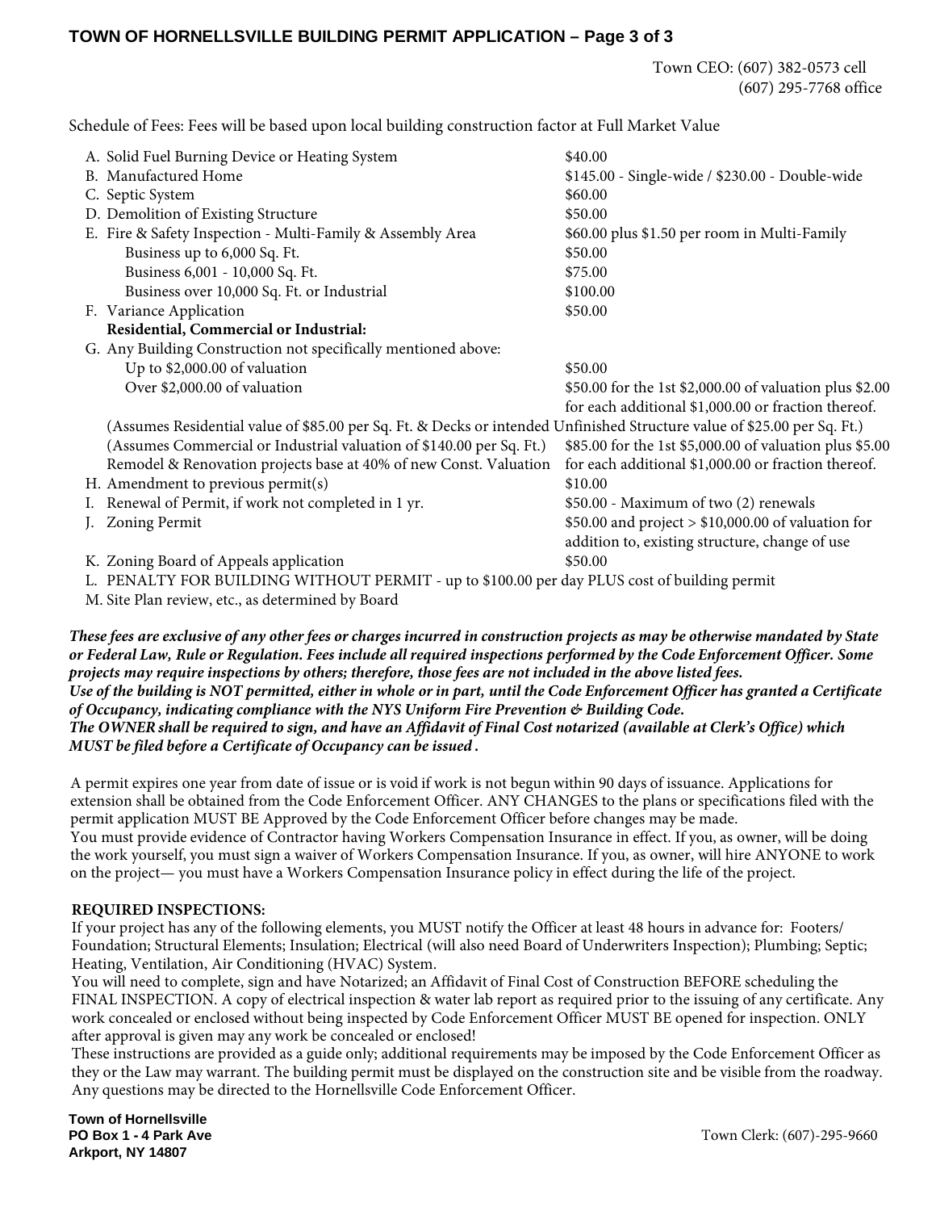# TOWN OF HORNELLSVILLE BUILDING PERMIT APPLICATION – Page 3 of 3

Town CEO: (607) 382-0573 cell
(607) 295-7768 office

Schedule of Fees: Fees will be based upon local building construction factor at Full Market Value

| | |
|---|---|
| A. Solid Fuel Burning Device or Heating System | $40.00 |
| B. Manufactured Home | $145.00 - Single-wide / $230.00 - Double-wide |
| C. Septic System | $60.00 |
| D. Demolition of Existing Structure | $50.00 |
| E. Fire & Safety Inspection - Multi-Family & Assembly Area | $60.00 plus $1.50 per room in Multi-Family |
| Business up to 6,000 Sq. Ft. | $50.00 |
| Business 6,001 - 10,000 Sq. Ft. | $75.00 |
| Business over 10,000 Sq. Ft. or Industrial | $100.00 |
| F. Variance Application | $50.00 |
| **Residential, Commercial or Industrial:** | |
| G. Any Building Construction not specifically mentioned above: | |
| Up to $2,000.00 of valuation | $50.00 |
| Over $2,000.00 of valuation | $50.00 for the 1st $2,000.00 of valuation plus $2.00 for each additional $1,000.00 or fraction thereof. |
| (Assumes Residential value of $85.00 per Sq. Ft. & Decks or intended Unfinished Structure value of $25.00 per Sq. Ft.) | |
| (Assumes Commercial or Industrial valuation of $140.00 per Sq. Ft.) Remodel & Renovation projects base at 40% of new Const. Valuation | $85.00 for the 1st $5,000.00 of valuation plus $5.00 for each additional $1,000.00 or fraction thereof. |
| H. Amendment to previous permit(s) | $10.00 |
| I. Renewal of Permit, if work not completed in 1 yr. | $50.00 - Maximum of two (2) renewals |
| J. Zoning Permit | $50.00 and project > $10,000.00 of valuation for addition to, existing structure, change of use |
| K. Zoning Board of Appeals application | $50.00 |
| L. PENALTY FOR BUILDING WITHOUT PERMIT - up to $100.00 per day PLUS cost of building permit | |
| M. Site Plan review, etc., as determined by Board | |

***These fees are exclusive of any other fees or charges incurred in construction projects as may be otherwise mandated by State or Federal Law, Rule or Regulation. Fees include all required inspections performed by the Code Enforcement Officer. Some projects may require inspections by others; therefore, those fees are not included in the above listed fees.***
***Use of the building is NOT permitted, either in whole or in part, until the Code Enforcement Officer has granted a Certificate of Occupancy, indicating compliance with the NYS Uniform Fire Prevention & Building Code.***
***The OWNER shall be required to sign, and have an Affidavit of Final Cost notarized (available at Clerk's Office) which MUST be filed before a Certificate of Occupancy can be issued .***

A permit expires one year from date of issue or is void if work is not begun within 90 days of issuance. Applications for extension shall be obtained from the Code Enforcement Officer. ANY CHANGES to the plans or specifications filed with the permit application MUST BE Approved by the Code Enforcement Officer before changes may be made.
You must provide evidence of Contractor having Workers Compensation Insurance in effect. If you, as owner, will be doing the work yourself, you must sign a waiver of Workers Compensation Insurance. If you, as owner, will hire ANYONE to work on the project— you must have a Workers Compensation Insurance policy in effect during the life of the project.

**REQUIRED INSPECTIONS:**
If your project has any of the following elements, you MUST notify the Officer at least 48 hours in advance for: Footers/ Foundation; Structural Elements; Insulation; Electrical (will also need Board of Underwriters Inspection); Plumbing; Septic; Heating, Ventilation, Air Conditioning (HVAC) System.
You will need to complete, sign and have Notarized; an Affidavit of Final Cost of Construction BEFORE scheduling the FINAL INSPECTION. A copy of electrical inspection & water lab report as required prior to the issuing of any certificate. Any work concealed or enclosed without being inspected by Code Enforcement Officer MUST BE opened for inspection. ONLY after approval is given may any work be concealed or enclosed!
These instructions are provided as a guide only; additional requirements may be imposed by the Code Enforcement Officer as they or the Law may warrant. The building permit must be displayed on the construction site and be visible from the roadway. Any questions may be directed to the Hornellsville Code Enforcement Officer.

**Town of Hornellsville**
**PO Box 1 - 4 Park Ave**
**Arkport, NY 14807**

Town Clerk: (607)-295-9660